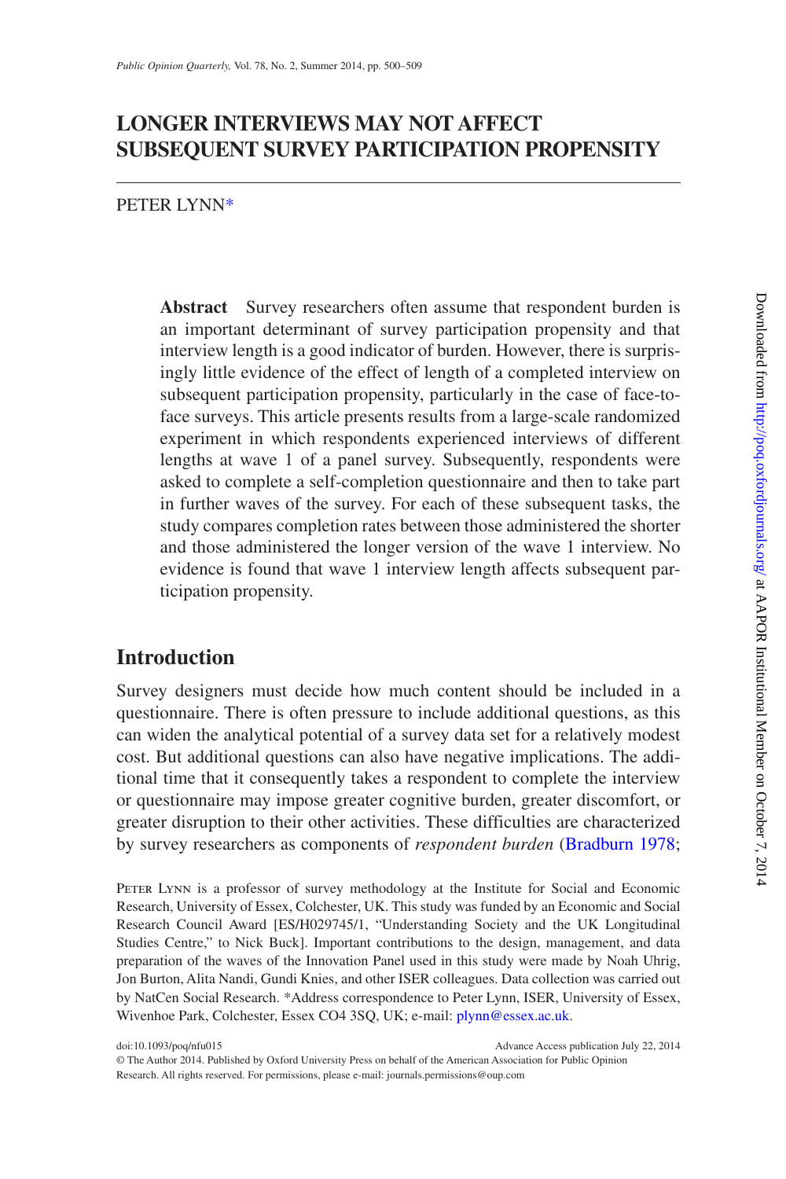# LONGER INTERVIEWS MAY NOT AFFECT SUBSEQUENT SURVEY PARTICIPATION PROPENSITY

PETER LYNN*

**Abstract** Survey researchers often assume that respondent burden is an important determinant of survey participation propensity and that interview length is a good indicator of burden. However, there is surprisingly little evidence of the effect of length of a completed interview on subsequent participation propensity, particularly in the case of face-to-face surveys. This article presents results from a large-scale randomized experiment in which respondents experienced interviews of different lengths at wave 1 of a panel survey. Subsequently, respondents were asked to complete a self-completion questionnaire and then to take part in further waves of the survey. For each of these subsequent tasks, the study compares completion rates between those administered the shorter and those administered the longer version of the wave 1 interview. No evidence is found that wave 1 interview length affects subsequent participation propensity.

## Introduction

Survey designers must decide how much content should be included in a questionnaire. There is often pressure to include additional questions, as this can widen the analytical potential of a survey data set for a relatively modest cost. But additional questions can also have negative implications. The additional time that it consequently takes a respondent to complete the interview or questionnaire may impose greater cognitive burden, greater discomfort, or greater disruption to their other activities. These difficulties are characterized by survey researchers as components of *respondent burden* (Bradburn 1978;

PETER LYNN is a professor of survey methodology at the Institute for Social and Economic Research, University of Essex, Colchester, UK. This study was funded by an Economic and Social Research Council Award [ES/H029745/1, "Understanding Society and the UK Longitudinal Studies Centre," to Nick Buck]. Important contributions to the design, management, and data preparation of the waves of the Innovation Panel used in this study were made by Noah Uhrig, Jon Burton, Alita Nandi, Gundi Knies, and other ISER colleagues. Data collection was carried out by NatCen Social Research. *Address correspondence to Peter Lynn, ISER, University of Essex, Wivenhoe Park, Colchester, Essex CO4 3SQ, UK; e-mail: plynn@essex.ac.uk.

doi:10.1093/poq/nfu015 Advance Access publication July 22, 2014
© The Author 2014. Published by Oxford University Press on behalf of the American Association for Public Opinion Research. All rights reserved. For permissions, please e-mail: journals.permissions@oup.com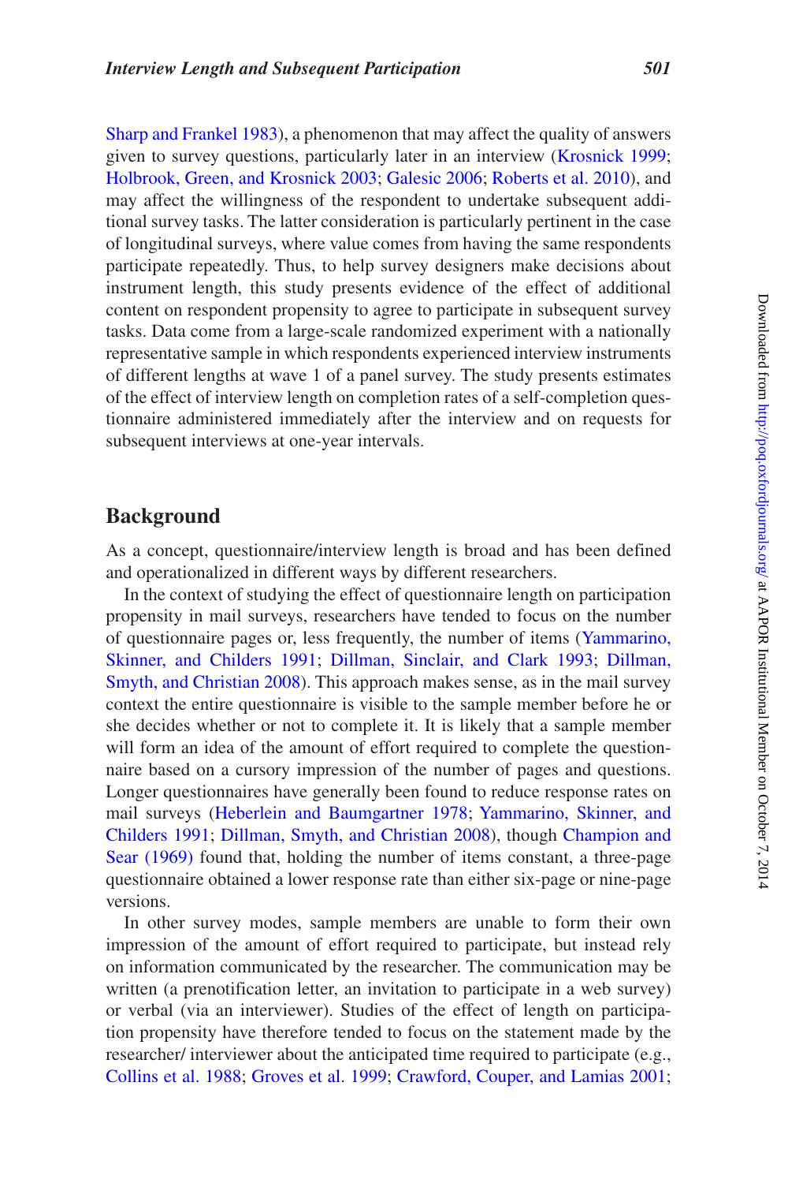Sharp and Frankel 1983), a phenomenon that may affect the quality of answers given to survey questions, particularly later in an interview (Krosnick 1999; Holbrook, Green, and Krosnick 2003; Galesic 2006; Roberts et al. 2010), and may affect the willingness of the respondent to undertake subsequent additional survey tasks. The latter consideration is particularly pertinent in the case of longitudinal surveys, where value comes from having the same respondents participate repeatedly. Thus, to help survey designers make decisions about instrument length, this study presents evidence of the effect of additional content on respondent propensity to agree to participate in subsequent survey tasks. Data come from a large-scale randomized experiment with a nationally representative sample in which respondents experienced interview instruments of different lengths at wave 1 of a panel survey. The study presents estimates of the effect of interview length on completion rates of a self-completion questionnaire administered immediately after the interview and on requests for subsequent interviews at one-year intervals.

## Background

As a concept, questionnaire/interview length is broad and has been defined and operationalized in different ways by different researchers.

In the context of studying the effect of questionnaire length on participation propensity in mail surveys, researchers have tended to focus on the number of questionnaire pages or, less frequently, the number of items (Yammarino, Skinner, and Childers 1991; Dillman, Sinclair, and Clark 1993; Dillman, Smyth, and Christian 2008). This approach makes sense, as in the mail survey context the entire questionnaire is visible to the sample member before he or she decides whether or not to complete it. It is likely that a sample member will form an idea of the amount of effort required to complete the questionnaire based on a cursory impression of the number of pages and questions. Longer questionnaires have generally been found to reduce response rates on mail surveys (Heberlein and Baumgartner 1978; Yammarino, Skinner, and Childers 1991; Dillman, Smyth, and Christian 2008), though Champion and Sear (1969) found that, holding the number of items constant, a three-page questionnaire obtained a lower response rate than either six-page or nine-page versions.

In other survey modes, sample members are unable to form their own impression of the amount of effort required to participate, but instead rely on information communicated by the researcher. The communication may be written (a prenotification letter, an invitation to participate in a web survey) or verbal (via an interviewer). Studies of the effect of length on participation propensity have therefore tended to focus on the statement made by the researcher/ interviewer about the anticipated time required to participate (e.g., Collins et al. 1988; Groves et al. 1999; Crawford, Couper, and Lamias 2001;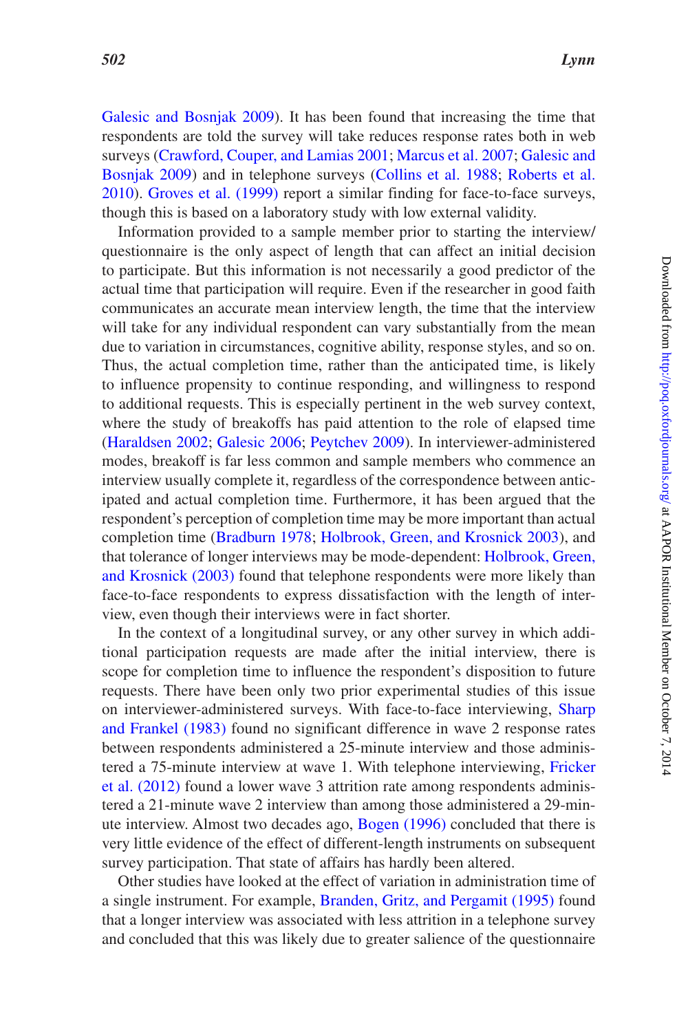Galesic and Bosnjak 2009). It has been found that increasing the time that respondents are told the survey will take reduces response rates both in web surveys (Crawford, Couper, and Lamias 2001; Marcus et al. 2007; Galesic and Bosnjak 2009) and in telephone surveys (Collins et al. 1988; Roberts et al. 2010). Groves et al. (1999) report a similar finding for face-to-face surveys, though this is based on a laboratory study with low external validity.

Information provided to a sample member prior to starting the interview/questionnaire is the only aspect of length that can affect an initial decision to participate. But this information is not necessarily a good predictor of the actual time that participation will require. Even if the researcher in good faith communicates an accurate mean interview length, the time that the interview will take for any individual respondent can vary substantially from the mean due to variation in circumstances, cognitive ability, response styles, and so on. Thus, the actual completion time, rather than the anticipated time, is likely to influence propensity to continue responding, and willingness to respond to additional requests. This is especially pertinent in the web survey context, where the study of breakoffs has paid attention to the role of elapsed time (Haraldsen 2002; Galesic 2006; Peytchev 2009). In interviewer-administered modes, breakoff is far less common and sample members who commence an interview usually complete it, regardless of the correspondence between anticipated and actual completion time. Furthermore, it has been argued that the respondent's perception of completion time may be more important than actual completion time (Bradburn 1978; Holbrook, Green, and Krosnick 2003), and that tolerance of longer interviews may be mode-dependent: Holbrook, Green, and Krosnick (2003) found that telephone respondents were more likely than face-to-face respondents to express dissatisfaction with the length of interview, even though their interviews were in fact shorter.

In the context of a longitudinal survey, or any other survey in which additional participation requests are made after the initial interview, there is scope for completion time to influence the respondent's disposition to future requests. There have been only two prior experimental studies of this issue on interviewer-administered surveys. With face-to-face interviewing, Sharp and Frankel (1983) found no significant difference in wave 2 response rates between respondents administered a 25-minute interview and those administered a 75-minute interview at wave 1. With telephone interviewing, Fricker et al. (2012) found a lower wave 3 attrition rate among respondents administered a 21-minute wave 2 interview than among those administered a 29-minute interview. Almost two decades ago, Bogen (1996) concluded that there is very little evidence of the effect of different-length instruments on subsequent survey participation. That state of affairs has hardly been altered.

Other studies have looked at the effect of variation in administration time of a single instrument. For example, Branden, Gritz, and Pergamit (1995) found that a longer interview was associated with less attrition in a telephone survey and concluded that this was likely due to greater salience of the questionnaire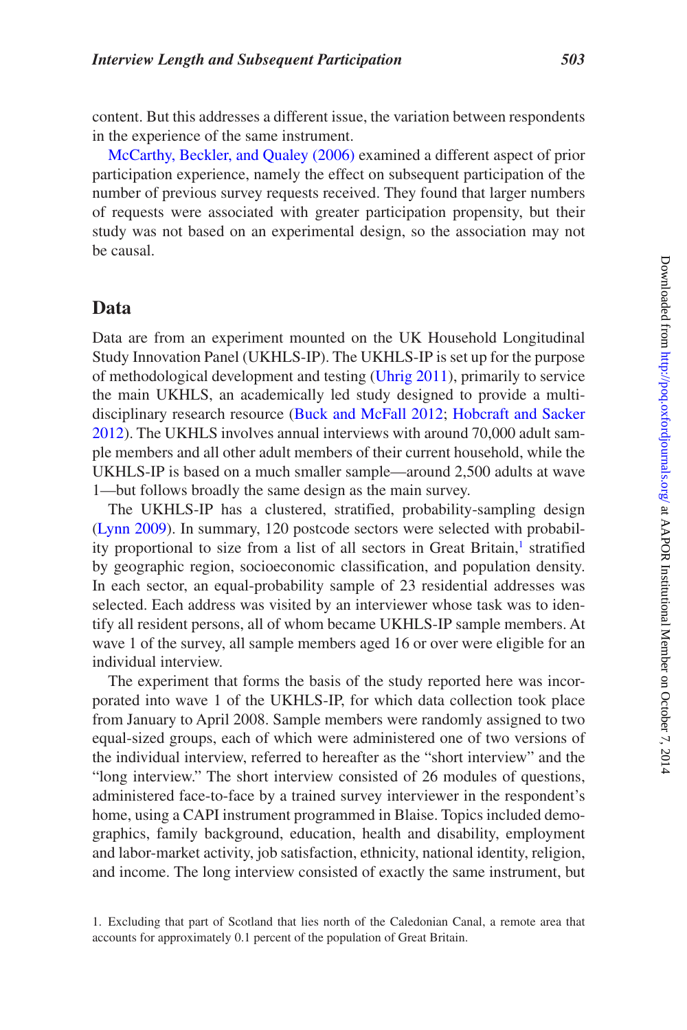content. But this addresses a different issue, the variation between respondents in the experience of the same instrument.

McCarthy, Beckler, and Qualey (2006) examined a different aspect of prior participation experience, namely the effect on subsequent participation of the number of previous survey requests received. They found that larger numbers of requests were associated with greater participation propensity, but their study was not based on an experimental design, so the association may not be causal.

## Data

Data are from an experiment mounted on the UK Household Longitudinal Study Innovation Panel (UKHLS-IP). The UKHLS-IP is set up for the purpose of methodological development and testing (Uhrig 2011), primarily to service the main UKHLS, an academically led study designed to provide a multidisciplinary research resource (Buck and McFall 2012; Hobcraft and Sacker 2012). The UKHLS involves annual interviews with around 70,000 adult sample members and all other adult members of their current household, while the UKHLS-IP is based on a much smaller sample—around 2,500 adults at wave 1—but follows broadly the same design as the main survey.

The UKHLS-IP has a clustered, stratified, probability-sampling design (Lynn 2009). In summary, 120 postcode sectors were selected with probability proportional to size from a list of all sectors in Great Britain,[1] stratified by geographic region, socioeconomic classification, and population density. In each sector, an equal-probability sample of 23 residential addresses was selected. Each address was visited by an interviewer whose task was to identify all resident persons, all of whom became UKHLS-IP sample members. At wave 1 of the survey, all sample members aged 16 or over were eligible for an individual interview.

The experiment that forms the basis of the study reported here was incorporated into wave 1 of the UKHLS-IP, for which data collection took place from January to April 2008. Sample members were randomly assigned to two equal-sized groups, each of which were administered one of two versions of the individual interview, referred to hereafter as the "short interview" and the "long interview." The short interview consisted of 26 modules of questions, administered face-to-face by a trained survey interviewer in the respondent's home, using a CAPI instrument programmed in Blaise. Topics included demographics, family background, education, health and disability, employment and labor-market activity, job satisfaction, ethnicity, national identity, religion, and income. The long interview consisted of exactly the same instrument, but

1. Excluding that part of Scotland that lies north of the Caledonian Canal, a remote area that accounts for approximately 0.1 percent of the population of Great Britain.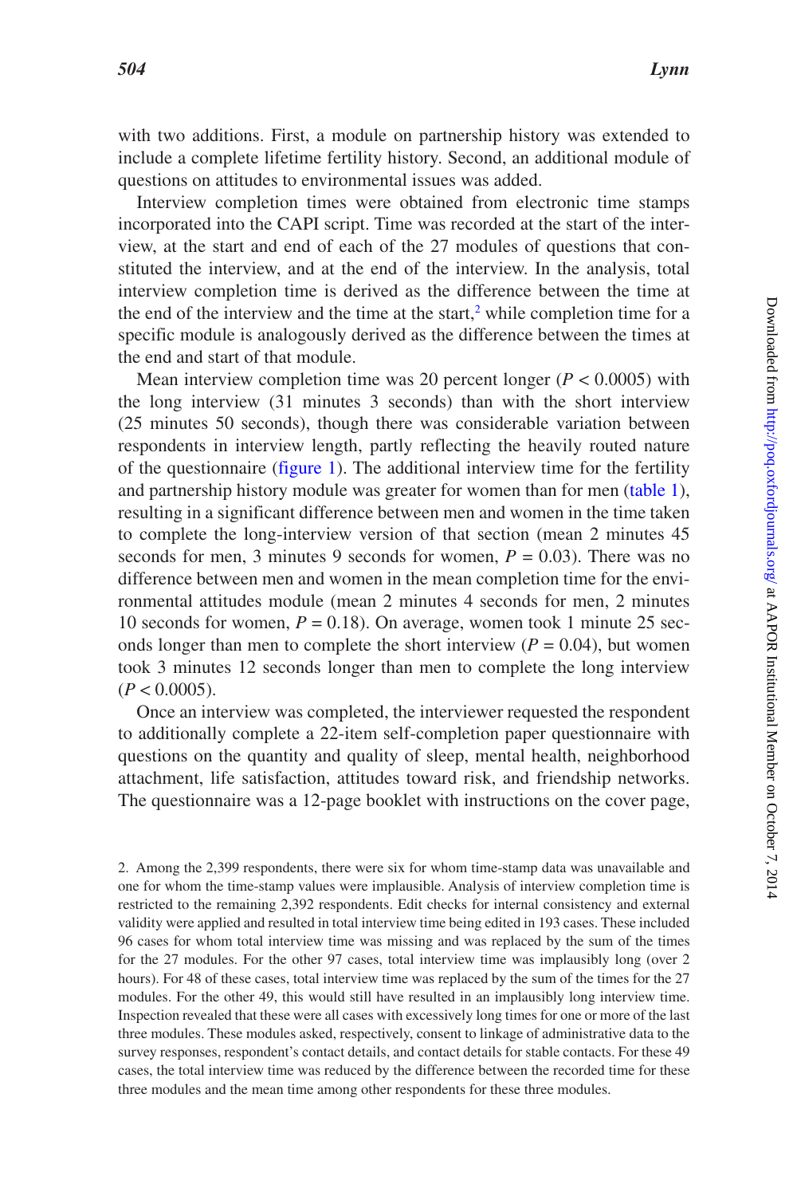with two additions. First, a module on partnership history was extended to include a complete lifetime fertility history. Second, an additional module of questions on attitudes to environmental issues was added.

Interview completion times were obtained from electronic time stamps incorporated into the CAPI script. Time was recorded at the start of the interview, at the start and end of each of the 27 modules of questions that constituted the interview, and at the end of the interview. In the analysis, total interview completion time is derived as the difference between the time at the end of the interview and the time at the start,[2] while completion time for a specific module is analogously derived as the difference between the times at the end and start of that module.

Mean interview completion time was 20 percent longer ($P < 0.0005$) with the long interview (31 minutes 3 seconds) than with the short interview (25 minutes 50 seconds), though there was considerable variation between respondents in interview length, partly reflecting the heavily routed nature of the questionnaire (figure 1). The additional interview time for the fertility and partnership history module was greater for women than for men (table 1), resulting in a significant difference between men and women in the time taken to complete the long-interview version of that section (mean 2 minutes 45 seconds for men, 3 minutes 9 seconds for women, $P = 0.03$). There was no difference between men and women in the mean completion time for the environmental attitudes module (mean 2 minutes 4 seconds for men, 2 minutes 10 seconds for women, $P = 0.18$). On average, women took 1 minute 25 seconds longer than men to complete the short interview ($P = 0.04$), but women took 3 minutes 12 seconds longer than men to complete the long interview ($P < 0.0005$).

Once an interview was completed, the interviewer requested the respondent to additionally complete a 22-item self-completion paper questionnaire with questions on the quantity and quality of sleep, mental health, neighborhood attachment, life satisfaction, attitudes toward risk, and friendship networks. The questionnaire was a 12-page booklet with instructions on the cover page,

2. Among the 2,399 respondents, there were six for whom time-stamp data was unavailable and one for whom the time-stamp values were implausible. Analysis of interview completion time is restricted to the remaining 2,392 respondents. Edit checks for internal consistency and external validity were applied and resulted in total interview time being edited in 193 cases. These included 96 cases for whom total interview time was missing and was replaced by the sum of the times for the 27 modules. For the other 97 cases, total interview time was implausibly long (over 2 hours). For 48 of these cases, total interview time was replaced by the sum of the times for the 27 modules. For the other 49, this would still have resulted in an implausibly long interview time. Inspection revealed that these were all cases with excessively long times for one or more of the last three modules. These modules asked, respectively, consent to linkage of administrative data to the survey responses, respondent's contact details, and contact details for stable contacts. For these 49 cases, the total interview time was reduced by the difference between the recorded time for these three modules and the mean time among other respondents for these three modules.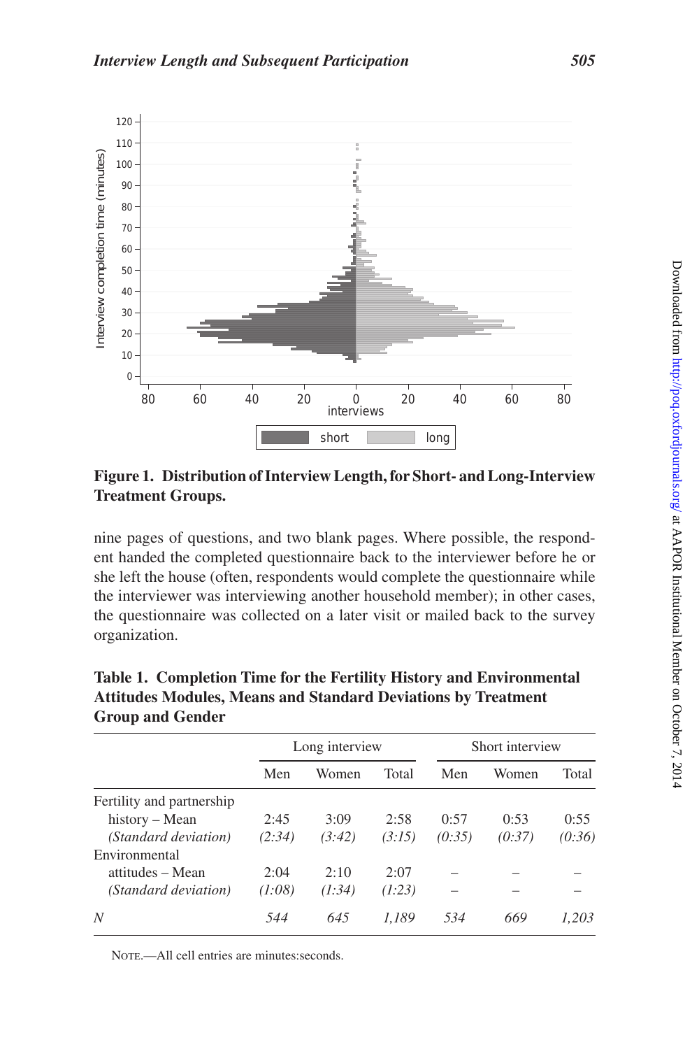**Figure 1. Distribution of Interview Length, for Short- and Long-Interview Treatment Groups.**

nine pages of questions, and two blank pages. Where possible, the respondent handed the completed questionnaire back to the interviewer before he or she left the house (often, respondents would complete the questionnaire while the interviewer was interviewing another household member); in other cases, the questionnaire was collected on a later visit or mailed back to the survey organization.

**Table 1. Completion Time for the Fertility History and Environmental Attitudes Modules, Means and Standard Deviations by Treatment Group and Gender**

| | Long interview | | | Short interview | | |
|---|---|---|---|---|---|---|
| | Men | Women | Total | Men | Women | Total |
| Fertility and partnership history – Mean | 2:45 | 3:09 | 2:58 | 0:57 | 0:53 | 0:55 |
| *(Standard deviation)* | *(2:34)* | *(3:42)* | *(3:15)* | *(0:35)* | *(0:37)* | *(0:36)* |
| Environmental attitudes – Mean | 2:04 | 2:10 | 2:07 | – | – | – |
| *(Standard deviation)* | *(1:08)* | *(1:34)* | *(1:23)* | – | – | – |
| *N* | *544* | *645* | *1,189* | *534* | *669* | *1,203* |

Note.—All cell entries are minutes:seconds.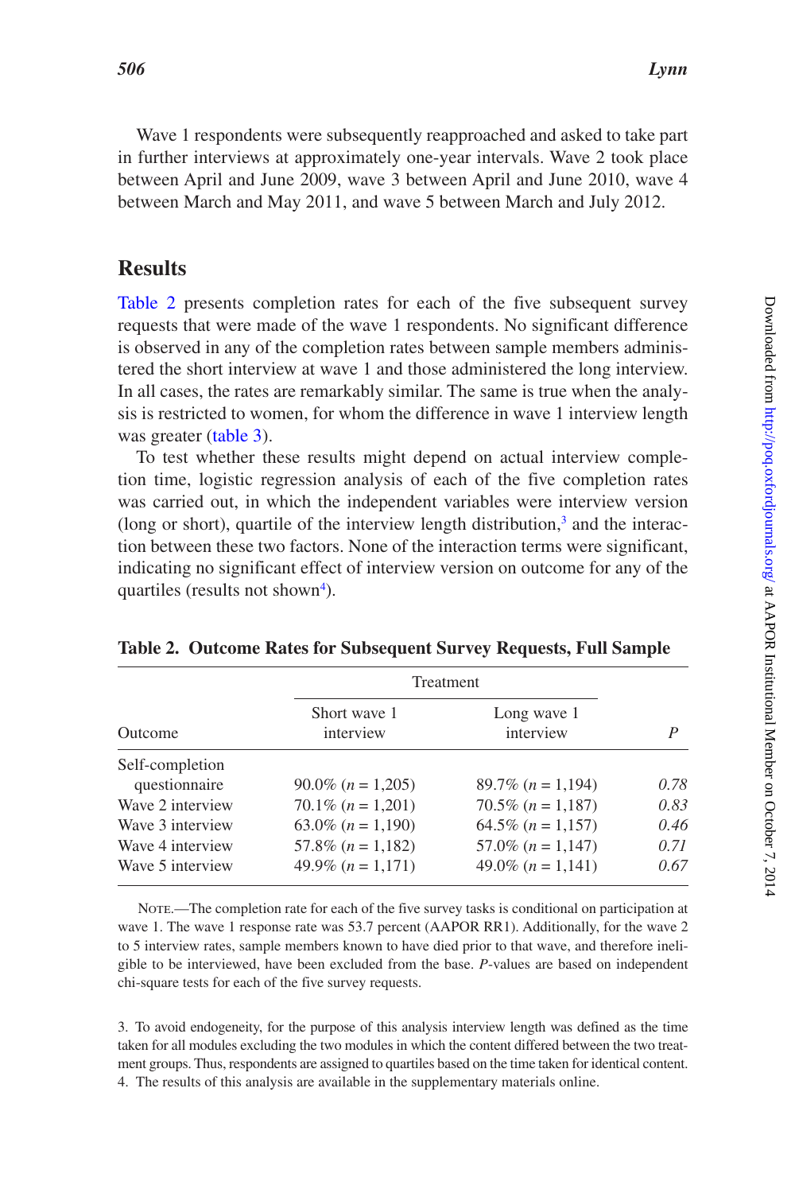Wave 1 respondents were subsequently reapproached and asked to take part in further interviews at approximately one-year intervals. Wave 2 took place between April and June 2009, wave 3 between April and June 2010, wave 4 between March and May 2011, and wave 5 between March and July 2012.

## Results

Table 2 presents completion rates for each of the five subsequent survey requests that were made of the wave 1 respondents. No significant difference is observed in any of the completion rates between sample members administered the short interview at wave 1 and those administered the long interview. In all cases, the rates are remarkably similar. The same is true when the analysis is restricted to women, for whom the difference in wave 1 interview length was greater (table 3).

To test whether these results might depend on actual interview completion time, logistic regression analysis of each of the five completion rates was carried out, in which the independent variables were interview version (long or short), quartile of the interview length distribution,[3] and the interaction between these two factors. None of the interaction terms were significant, indicating no significant effect of interview version on outcome for any of the quartiles (results not shown[4]).

**Table 2. Outcome Rates for Subsequent Survey Requests, Full Sample**

| | Treatment | | |
|---|---|---|---|
| Outcome | Short wave 1 interview | Long wave 1 interview | *P* |
| Self-completion questionnaire | 90.0% (*n* = 1,205) | 89.7% (*n* = 1,194) | *0.78* |
| Wave 2 interview | 70.1% (*n* = 1,201) | 70.5% (*n* = 1,187) | *0.83* |
| Wave 3 interview | 63.0% (*n* = 1,190) | 64.5% (*n* = 1,157) | *0.46* |
| Wave 4 interview | 57.8% (*n* = 1,182) | 57.0% (*n* = 1,147) | *0.71* |
| Wave 5 interview | 49.9% (*n* = 1,171) | 49.0% (*n* = 1,141) | *0.67* |

Note.—The completion rate for each of the five survey tasks is conditional on participation at wave 1. The wave 1 response rate was 53.7 percent (AAPOR RR1). Additionally, for the wave 2 to 5 interview rates, sample members known to have died prior to that wave, and therefore ineligible to be interviewed, have been excluded from the base. *P*-values are based on independent chi-square tests for each of the five survey requests.

3. To avoid endogeneity, for the purpose of this analysis interview length was defined as the time taken for all modules excluding the two modules in which the content differed between the two treatment groups. Thus, respondents are assigned to quartiles based on the time taken for identical content.
4. The results of this analysis are available in the supplementary materials online.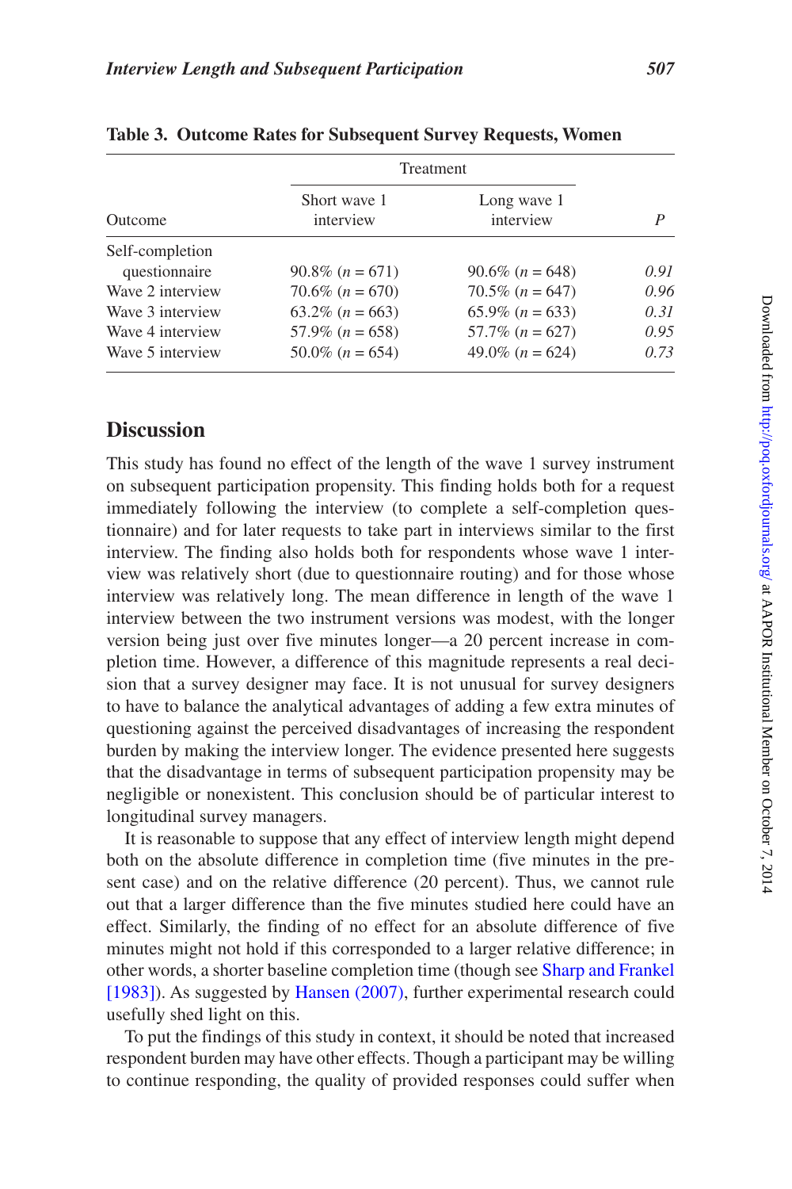**Table 3. Outcome Rates for Subsequent Survey Requests, Women**

| Outcome | Treatment | | |
|---|---|---|---|
| | Short wave 1 interview | Long wave 1 interview | *P* |
| Self-completion questionnaire | 90.8% (*n* = 671) | 90.6% (*n* = 648) | *0.91* |
| Wave 2 interview | 70.6% (*n* = 670) | 70.5% (*n* = 647) | *0.96* |
| Wave 3 interview | 63.2% (*n* = 663) | 65.9% (*n* = 633) | *0.31* |
| Wave 4 interview | 57.9% (*n* = 658) | 57.7% (*n* = 627) | *0.95* |
| Wave 5 interview | 50.0% (*n* = 654) | 49.0% (*n* = 624) | *0.73* |

## Discussion

This study has found no effect of the length of the wave 1 survey instrument on subsequent participation propensity. This finding holds both for a request immediately following the interview (to complete a self-completion questionnaire) and for later requests to take part in interviews similar to the first interview. The finding also holds both for respondents whose wave 1 interview was relatively short (due to questionnaire routing) and for those whose interview was relatively long. The mean difference in length of the wave 1 interview between the two instrument versions was modest, with the longer version being just over five minutes longer—a 20 percent increase in completion time. However, a difference of this magnitude represents a real decision that a survey designer may face. It is not unusual for survey designers to have to balance the analytical advantages of adding a few extra minutes of questioning against the perceived disadvantages of increasing the respondent burden by making the interview longer. The evidence presented here suggests that the disadvantage in terms of subsequent participation propensity may be negligible or nonexistent. This conclusion should be of particular interest to longitudinal survey managers.

It is reasonable to suppose that any effect of interview length might depend both on the absolute difference in completion time (five minutes in the present case) and on the relative difference (20 percent). Thus, we cannot rule out that a larger difference than the five minutes studied here could have an effect. Similarly, the finding of no effect for an absolute difference of five minutes might not hold if this corresponded to a larger relative difference; in other words, a shorter baseline completion time (though see Sharp and Frankel [1983]). As suggested by Hansen (2007), further experimental research could usefully shed light on this.

To put the findings of this study in context, it should be noted that increased respondent burden may have other effects. Though a participant may be willing to continue responding, the quality of provided responses could suffer when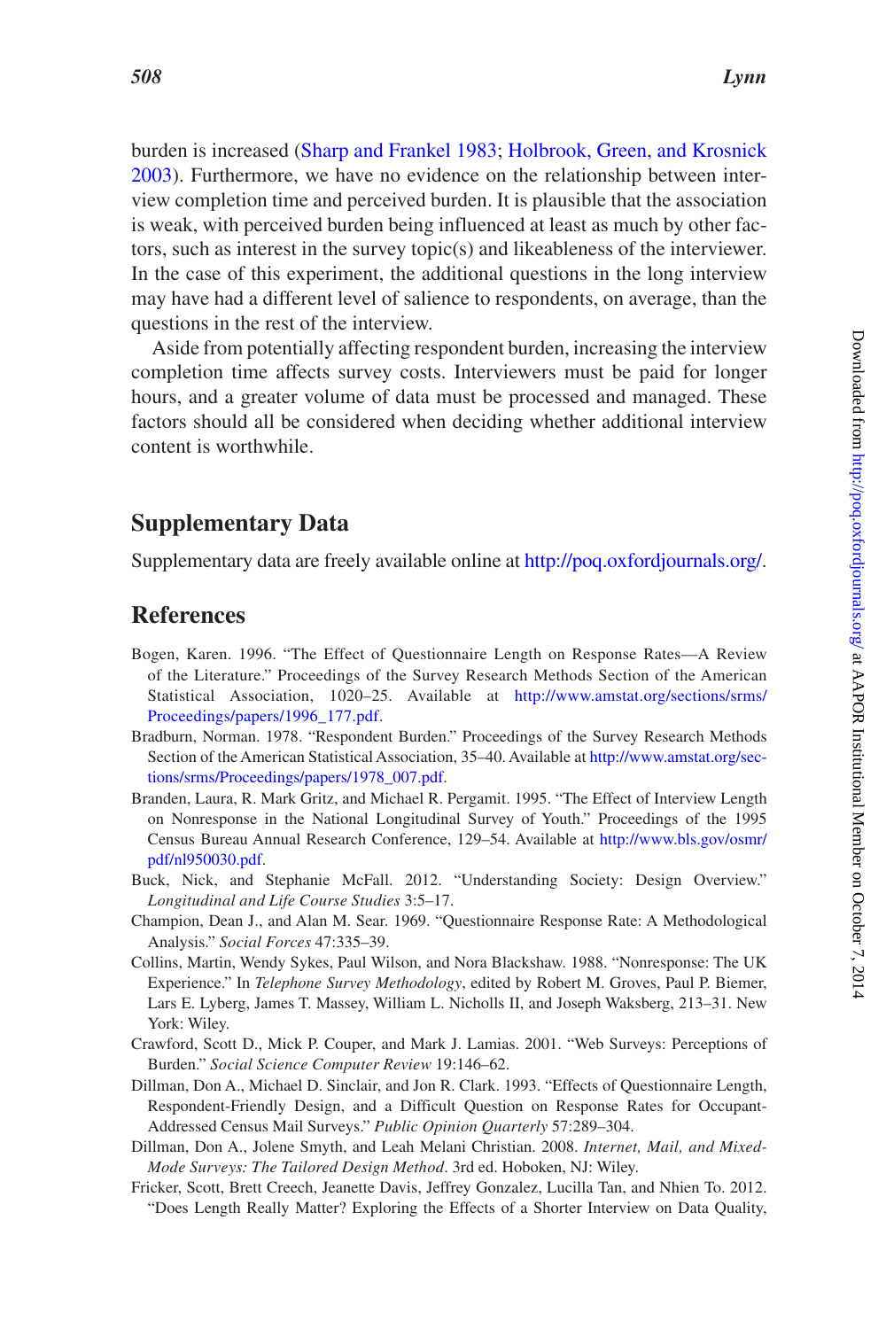burden is increased (Sharp and Frankel 1983; Holbrook, Green, and Krosnick 2003). Furthermore, we have no evidence on the relationship between interview completion time and perceived burden. It is plausible that the association is weak, with perceived burden being influenced at least as much by other factors, such as interest in the survey topic(s) and likeableness of the interviewer. In the case of this experiment, the additional questions in the long interview may have had a different level of salience to respondents, on average, than the questions in the rest of the interview.

Aside from potentially affecting respondent burden, increasing the interview completion time affects survey costs. Interviewers must be paid for longer hours, and a greater volume of data must be processed and managed. These factors should all be considered when deciding whether additional interview content is worthwhile.

## Supplementary Data

Supplementary data are freely available online at http://poq.oxfordjournals.org/.

## References

Bogen, Karen. 1996. "The Effect of Questionnaire Length on Response Rates—A Review of the Literature." Proceedings of the Survey Research Methods Section of the American Statistical Association, 1020–25. Available at http://www.amstat.org/sections/srms/Proceedings/papers/1996_177.pdf.

Bradburn, Norman. 1978. "Respondent Burden." Proceedings of the Survey Research Methods Section of the American Statistical Association, 35–40. Available at http://www.amstat.org/sections/srms/Proceedings/papers/1978_007.pdf.

Branden, Laura, R. Mark Gritz, and Michael R. Pergamit. 1995. "The Effect of Interview Length on Nonresponse in the National Longitudinal Survey of Youth." Proceedings of the 1995 Census Bureau Annual Research Conference, 129–54. Available at http://www.bls.gov/osmr/pdf/nl950030.pdf.

Buck, Nick, and Stephanie McFall. 2012. "Understanding Society: Design Overview." *Longitudinal and Life Course Studies* 3:5–17.

Champion, Dean J., and Alan M. Sear. 1969. "Questionnaire Response Rate: A Methodological Analysis." *Social Forces* 47:335–39.

Collins, Martin, Wendy Sykes, Paul Wilson, and Nora Blackshaw. 1988. "Nonresponse: The UK Experience." In *Telephone Survey Methodology*, edited by Robert M. Groves, Paul P. Biemer, Lars E. Lyberg, James T. Massey, William L. Nicholls II, and Joseph Waksberg, 213–31. New York: Wiley.

Crawford, Scott D., Mick P. Couper, and Mark J. Lamias. 2001. "Web Surveys: Perceptions of Burden." *Social Science Computer Review* 19:146–62.

Dillman, Don A., Michael D. Sinclair, and Jon R. Clark. 1993. "Effects of Questionnaire Length, Respondent-Friendly Design, and a Difficult Question on Response Rates for Occupant-Addressed Census Mail Surveys." *Public Opinion Quarterly* 57:289–304.

Dillman, Don A., Jolene Smyth, and Leah Melani Christian. 2008. *Internet, Mail, and Mixed-Mode Surveys: The Tailored Design Method*. 3rd ed. Hoboken, NJ: Wiley.

Fricker, Scott, Brett Creech, Jeanette Davis, Jeffrey Gonzalez, Lucilla Tan, and Nhien To. 2012. "Does Length Really Matter? Exploring the Effects of a Shorter Interview on Data Quality,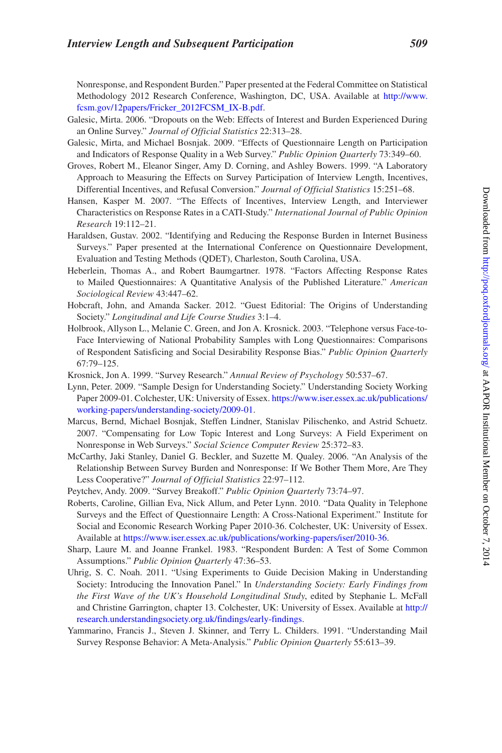Nonresponse, and Respondent Burden." Paper presented at the Federal Committee on Statistical Methodology 2012 Research Conference, Washington, DC, USA. Available at http://www.fcsm.gov/12papers/Fricker_2012FCSM_IX-B.pdf.

Galesic, Mirta. 2006. "Dropouts on the Web: Effects of Interest and Burden Experienced During an Online Survey." *Journal of Official Statistics* 22:313–28.

Galesic, Mirta, and Michael Bosnjak. 2009. "Effects of Questionnaire Length on Participation and Indicators of Response Quality in a Web Survey." *Public Opinion Quarterly* 73:349–60.

Groves, Robert M., Eleanor Singer, Amy D. Corning, and Ashley Bowers. 1999. "A Laboratory Approach to Measuring the Effects on Survey Participation of Interview Length, Incentives, Differential Incentives, and Refusal Conversion." *Journal of Official Statistics* 15:251–68.

Hansen, Kasper M. 2007. "The Effects of Incentives, Interview Length, and Interviewer Characteristics on Response Rates in a CATI-Study." *International Journal of Public Opinion Research* 19:112–21.

Haraldsen, Gustav. 2002. "Identifying and Reducing the Response Burden in Internet Business Surveys." Paper presented at the International Conference on Questionnaire Development, Evaluation and Testing Methods (QDET), Charleston, South Carolina, USA.

Heberlein, Thomas A., and Robert Baumgartner. 1978. "Factors Affecting Response Rates to Mailed Questionnaires: A Quantitative Analysis of the Published Literature." *American Sociological Review* 43:447–62.

Hobcraft, John, and Amanda Sacker. 2012. "Guest Editorial: The Origins of Understanding Society." *Longitudinal and Life Course Studies* 3:1–4.

Holbrook, Allyson L., Melanie C. Green, and Jon A. Krosnick. 2003. "Telephone versus Face-to-Face Interviewing of National Probability Samples with Long Questionnaires: Comparisons of Respondent Satisficing and Social Desirability Response Bias." *Public Opinion Quarterly* 67:79–125.

Krosnick, Jon A. 1999. "Survey Research." *Annual Review of Psychology* 50:537–67.

Lynn, Peter. 2009. "Sample Design for Understanding Society." Understanding Society Working Paper 2009-01. Colchester, UK: University of Essex. https://www.iser.essex.ac.uk/publications/working-papers/understanding-society/2009-01.

Marcus, Bernd, Michael Bosnjak, Steffen Lindner, Stanislav Pilischenko, and Astrid Schuetz. 2007. "Compensating for Low Topic Interest and Long Surveys: A Field Experiment on Nonresponse in Web Surveys." *Social Science Computer Review* 25:372–83.

McCarthy, Jaki Stanley, Daniel G. Beckler, and Suzette M. Qualey. 2006. "An Analysis of the Relationship Between Survey Burden and Nonresponse: If We Bother Them More, Are They Less Cooperative?" *Journal of Official Statistics* 22:97–112.

Peytchev, Andy. 2009. "Survey Breakoff." *Public Opinion Quarterly* 73:74–97.

Roberts, Caroline, Gillian Eva, Nick Allum, and Peter Lynn. 2010. "Data Quality in Telephone Surveys and the Effect of Questionnaire Length: A Cross-National Experiment." Institute for Social and Economic Research Working Paper 2010-36. Colchester, UK: University of Essex. Available at https://www.iser.essex.ac.uk/publications/working-papers/iser/2010-36.

Sharp, Laure M. and Joanne Frankel. 1983. "Respondent Burden: A Test of Some Common Assumptions." *Public Opinion Quarterly* 47:36–53.

Uhrig, S. C. Noah. 2011. "Using Experiments to Guide Decision Making in Understanding Society: Introducing the Innovation Panel." In *Understanding Society: Early Findings from the First Wave of the UK's Household Longitudinal Study*, edited by Stephanie L. McFall and Christine Garrington, chapter 13. Colchester, UK: University of Essex. Available at http://research.understandingsociety.org.uk/findings/early-findings.

Yammarino, Francis J., Steven J. Skinner, and Terry L. Childers. 1991. "Understanding Mail Survey Response Behavior: A Meta-Analysis." *Public Opinion Quarterly* 55:613–39.